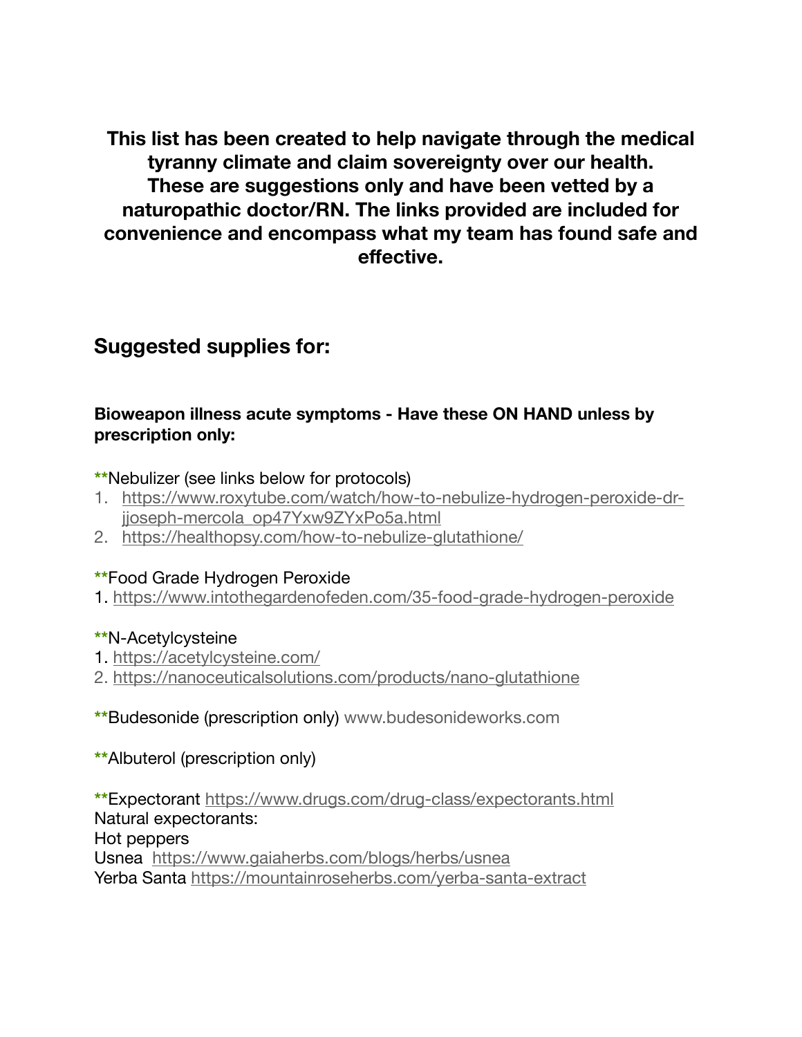**This list has been created to help navigate through the medical tyranny climate and claim sovereignty over our health. These are suggestions only and have been vetted by a naturopathic doctor/RN. The links provided are included for convenience and encompass what my team has found safe and effective.**

## Suggested supplies for:

### Bioweapon illness acute symptoms - Have these ON HAND unless by prescription only:

**Nebulizer (see links below for protocols)

1. https://www.roxytube.com/watch/how-to-nebulize-hydrogen-peroxide-dr-jjoseph-mercola_op47Yxw9ZYxPo5a.html
2. https://healthopsy.com/how-to-nebulize-glutathione/

**Food Grade Hydrogen Peroxide

1. https://www.intothegardenofeden.com/35-food-grade-hydrogen-peroxide

**N-Acetylcysteine

1. https://acetylcysteine.com/
2. https://nanoceuticalsolutions.com/products/nano-glutathione

**Budesonide (prescription only) www.budesonideworks.com

**Albuterol (prescription only)

**Expectorant https://www.drugs.com/drug-class/expectorants.html
Natural expectorants:
Hot peppers
Usnea https://www.gaiaherbs.com/blogs/herbs/usnea
Yerba Santa https://mountainroseherbs.com/yerba-santa-extract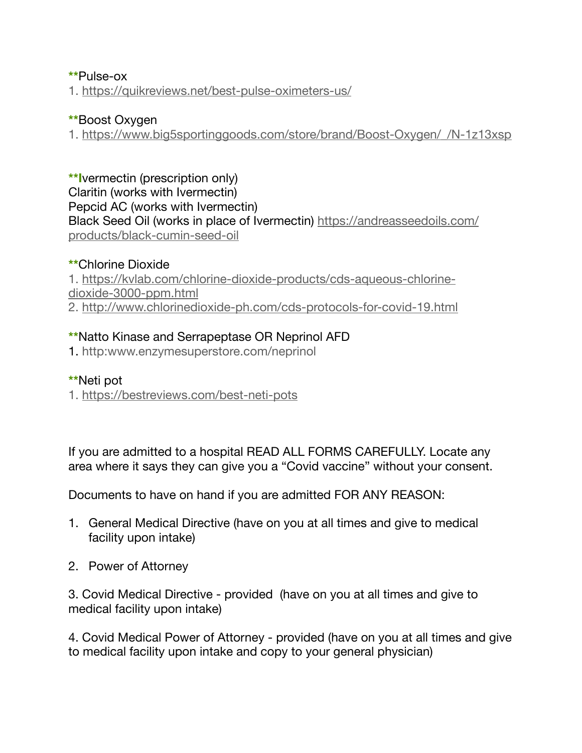**Pulse-ox
1. https://quikreviews.net/best-pulse-oximeters-us/

**Boost Oxygen
1. https://www.big5sportinggoods.com/store/brand/Boost-Oxygen/_/N-1z13xsp

**Ivermectin (prescription only)
Claritin (works with Ivermectin)
Pepcid AC (works with Ivermectin)
Black Seed Oil (works in place of Ivermectin) https://andreasseedoils.com/products/black-cumin-seed-oil

**Chlorine Dioxide
1. https://kvlab.com/chlorine-dioxide-products/cds-aqueous-chlorine-dioxide-3000-ppm.html
2. http://www.chlorinedioxide-ph.com/cds-protocols-for-covid-19.html

**Natto Kinase and Serrapeptase OR Neprinol AFD
1. http:www.enzymesuperstore.com/neprinol

**Neti pot
1. https://bestreviews.com/best-neti-pots

If you are admitted to a hospital READ ALL FORMS CAREFULLY. Locate any area where it says they can give you a "Covid vaccine" without your consent.

Documents to have on hand if you are admitted FOR ANY REASON:

1. General Medical Directive (have on you at all times and give to medical facility upon intake)

2. Power of Attorney

3. Covid Medical Directive - provided (have on you at all times and give to medical facility upon intake)

4. Covid Medical Power of Attorney - provided (have on you at all times and give to medical facility upon intake and copy to your general physician)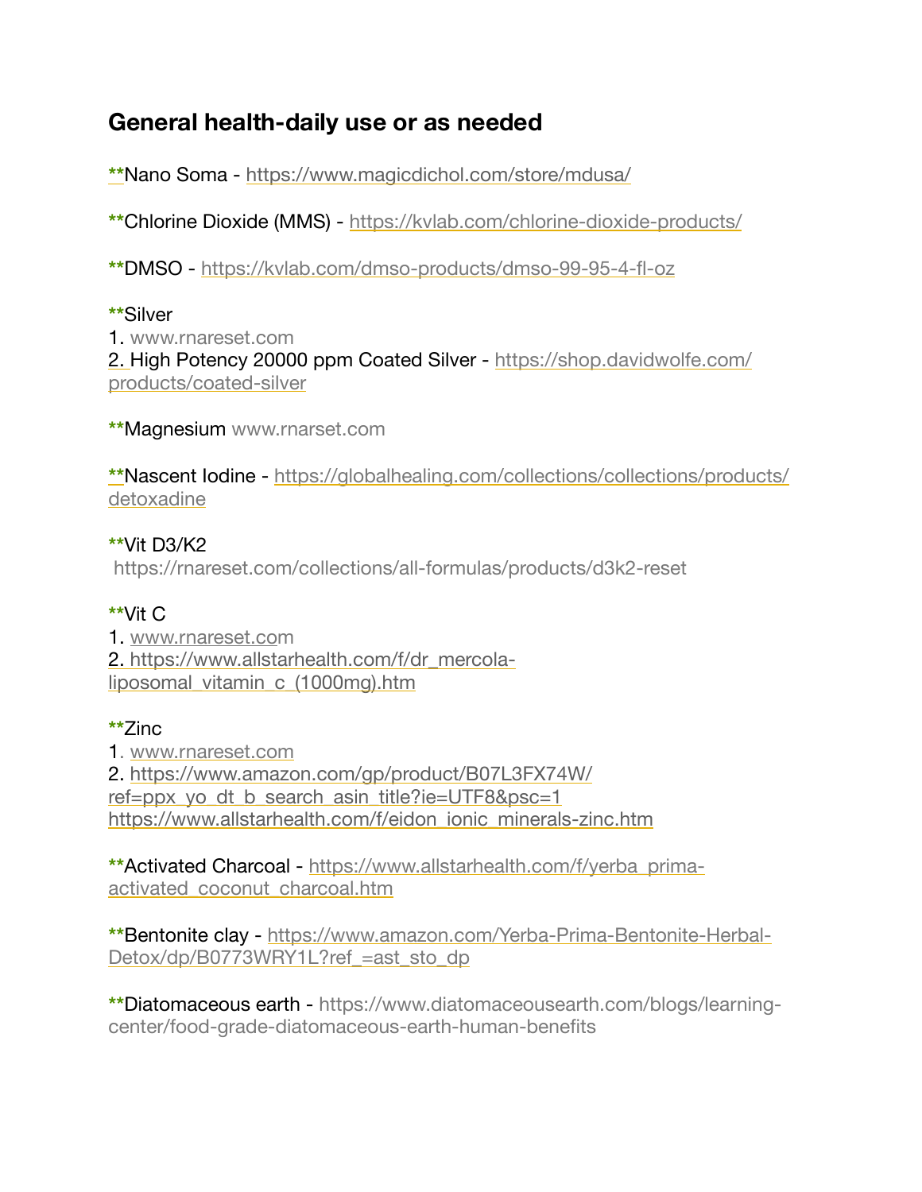# General health-daily use or as needed

**Nano Soma - https://www.magicdichol.com/store/mdusa/

**Chlorine Dioxide (MMS) - https://kvlab.com/chlorine-dioxide-products/

**DMSO - https://kvlab.com/dmso-products/dmso-99-95-4-fl-oz

**Silver
1. www.rnareset.com
2. High Potency 20000 ppm Coated Silver - https://shop.davidwolfe.com/products/coated-silver

**Magnesium www.rnarset.com

**Nascent Iodine - https://globalhealing.com/collections/collections/products/detoxadine

**Vit D3/K2
https://rnareset.com/collections/all-formulas/products/d3k2-reset

**Vit C
1. www.rnareset.com
2. https://www.allstarhealth.com/f/dr_mercola-liposomal_vitamin_c_(1000mg).htm

**Zinc
1. www.rnareset.com
2. https://www.amazon.com/gp/product/B07L3FX74W/ref=ppx_yo_dt_b_search_asin_title?ie=UTF8&psc=1
https://www.allstarhealth.com/f/eidon_ionic_minerals-zinc.htm

**Activated Charcoal - https://www.allstarhealth.com/f/yerba_prima-activated_coconut_charcoal.htm

**Bentonite clay - https://www.amazon.com/Yerba-Prima-Bentonite-Herbal-Detox/dp/B0773WRY1L?ref_=ast_sto_dp

**Diatomaceous earth - https://www.diatomaceousearth.com/blogs/learning-center/food-grade-diatomaceous-earth-human-benefits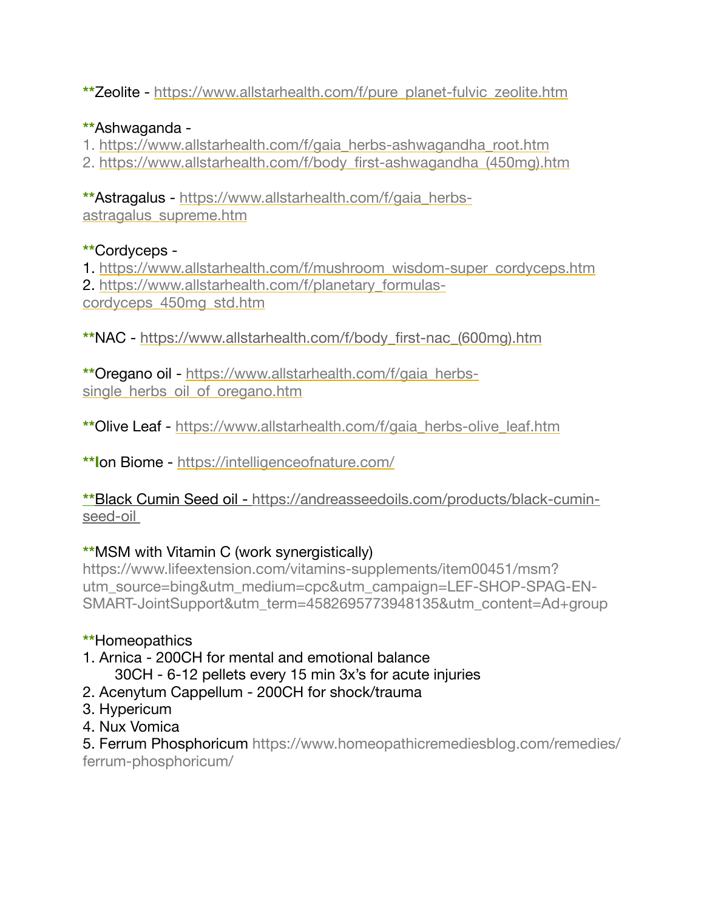**Zeolite - https://www.allstarhealth.com/f/pure_planet-fulvic_zeolite.htm

**Ashwaganda -
1. https://www.allstarhealth.com/f/gaia_herbs-ashwagandha_root.htm
2. https://www.allstarhealth.com/f/body_first-ashwagandha_(450mg).htm

**Astragalus - https://www.allstarhealth.com/f/gaia_herbs-astragalus_supreme.htm

**Cordyceps -
1. https://www.allstarhealth.com/f/mushroom_wisdom-super_cordyceps.htm
2. https://www.allstarhealth.com/f/planetary_formulas-cordyceps_450mg_std.htm

**NAC - https://www.allstarhealth.com/f/body_first-nac_(600mg).htm

**Oregano oil - https://www.allstarhealth.com/f/gaia_herbs-single_herbs_oil_of_oregano.htm

**Olive Leaf - https://www.allstarhealth.com/f/gaia_herbs-olive_leaf.htm

**Ion Biome - https://intelligenceofnature.com/

**Black Cumin Seed oil - https://andreasseedoils.com/products/black-cumin-seed-oil

**MSM with Vitamin C (work synergistically)
https://www.lifeextension.com/vitamins-supplements/item00451/msm?utm_source=bing&utm_medium=cpc&utm_campaign=LEF-SHOP-SPAG-EN-SMART-JointSupport&utm_term=4582695773948135&utm_content=Ad+group

**Homeopathics
1. Arnica - 200CH for mental and emotional balance
   30CH - 6-12 pellets every 15 min 3x's for acute injuries
2. Acenytum Cappellum - 200CH for shock/trauma
3. Hypericum
4. Nux Vomica
5. Ferrum Phosphoricum https://www.homeopathicremediesblog.com/remedies/ferrum-phosphoricum/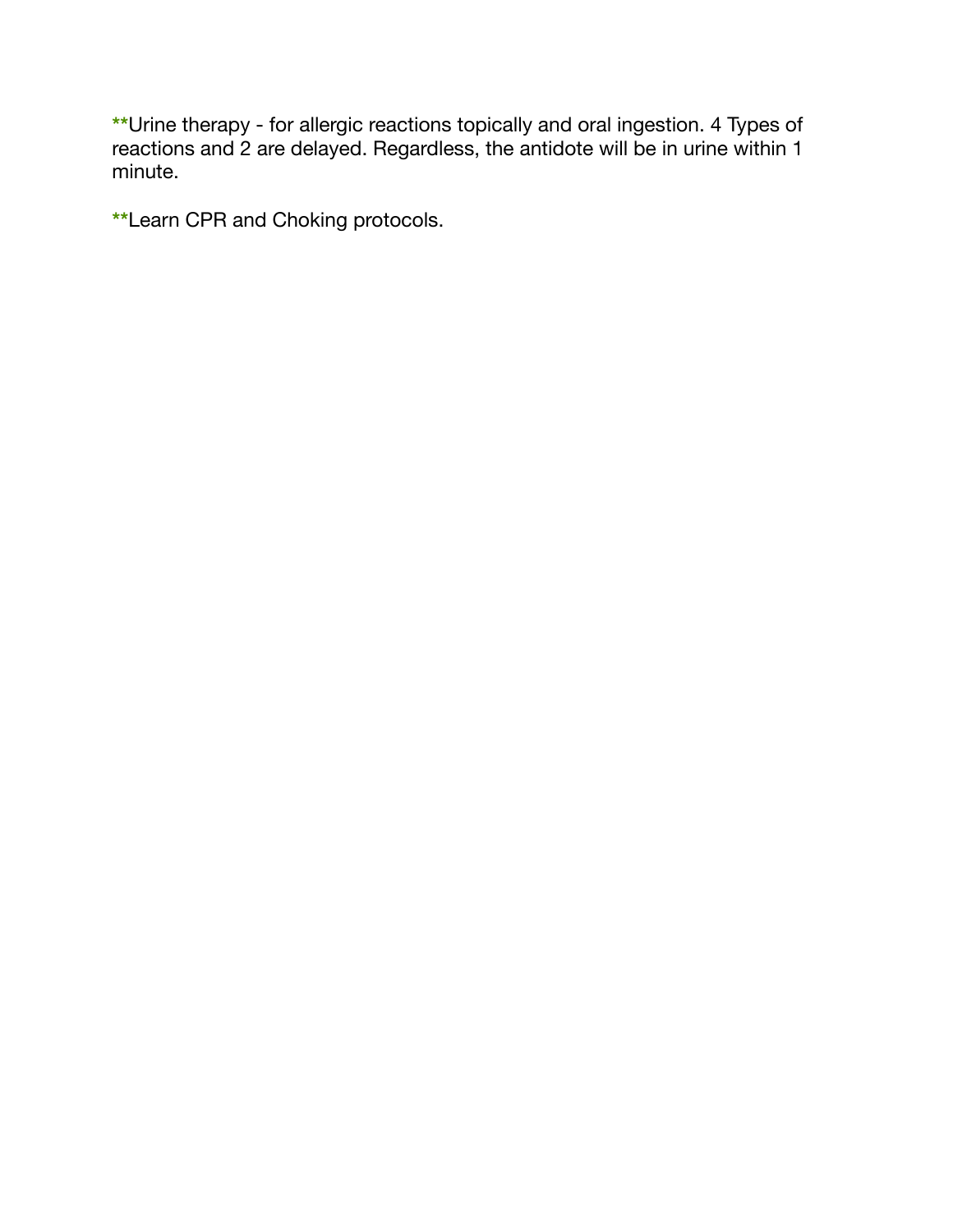**Urine therapy - for allergic reactions topically and oral ingestion. 4 Types of reactions and 2 are delayed. Regardless, the antidote will be in urine within 1 minute.

**Learn CPR and Choking protocols.